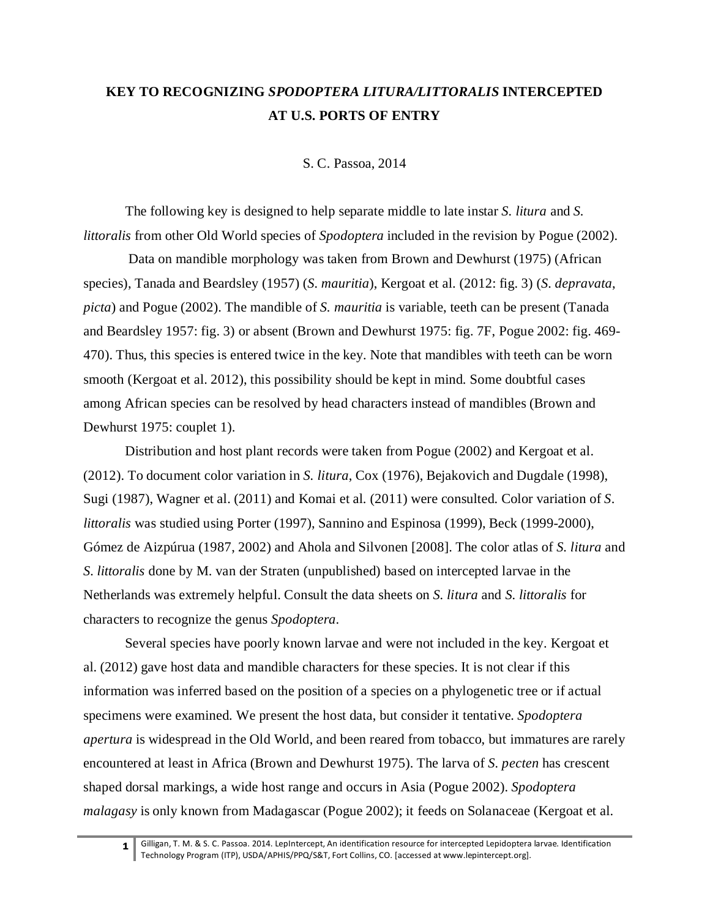# KEY TO RECOGNIZING *SPODOPTERA LITURA/LITTORALIS* INTERCEPTED AT U.S. PORTS OF ENTRY

S. C. Passoa, 2014

The following key is designed to help separate middle to late instar *S. litura* and *S. littoralis* from other Old World species of *Spodoptera* included in the revision by Pogue (2002).

Data on mandible morphology was taken from Brown and Dewhurst (1975) (African species), Tanada and Beardsley (1957) (*S. mauritia*), Kergoat et al. (2012: fig. 3) (*S. depravata*, *picta*) and Pogue (2002). The mandible of *S. mauritia* is variable, teeth can be present (Tanada and Beardsley 1957: fig. 3) or absent (Brown and Dewhurst 1975: fig. 7F, Pogue 2002: fig. 469-470). Thus, this species is entered twice in the key. Note that mandibles with teeth can be worn smooth (Kergoat et al. 2012), this possibility should be kept in mind. Some doubtful cases among African species can be resolved by head characters instead of mandibles (Brown and Dewhurst 1975: couplet 1).

Distribution and host plant records were taken from Pogue (2002) and Kergoat et al. (2012). To document color variation in *S. litura*, Cox (1976), Bejakovich and Dugdale (1998), Sugi (1987), Wagner et al. (2011) and Komai et al. (2011) were consulted. Color variation of *S. littoralis* was studied using Porter (1997), Sannino and Espinosa (1999), Beck (1999-2000), Gómez de Aizpúrua (1987, 2002) and Ahola and Silvonen [2008]. The color atlas of *S. litura* and *S. littoralis* done by M. van der Straten (unpublished) based on intercepted larvae in the Netherlands was extremely helpful. Consult the data sheets on *S. litura* and *S. littoralis* for characters to recognize the genus *Spodoptera*.

Several species have poorly known larvae and were not included in the key. Kergoat et al. (2012) gave host data and mandible characters for these species. It is not clear if this information was inferred based on the position of a species on a phylogenetic tree or if actual specimens were examined. We present the host data, but consider it tentative. *Spodoptera apertura* is widespread in the Old World, and been reared from tobacco, but immatures are rarely encountered at least in Africa (Brown and Dewhurst 1975). The larva of *S. pecten* has crescent shaped dorsal markings, a wide host range and occurs in Asia (Pogue 2002). *Spodoptera malagasy* is only known from Madagascar (Pogue 2002); it feeds on Solanaceae (Kergoat et al.

Gilligan, T. M. & S. C. Passoa. 2014. LepIntercept, An identification resource for intercepted Lepidoptera larvae. Identification Technology Program (ITP), USDA/APHIS/PPQ/S&T, Fort Collins, CO. [accessed at www.lepintercept.org].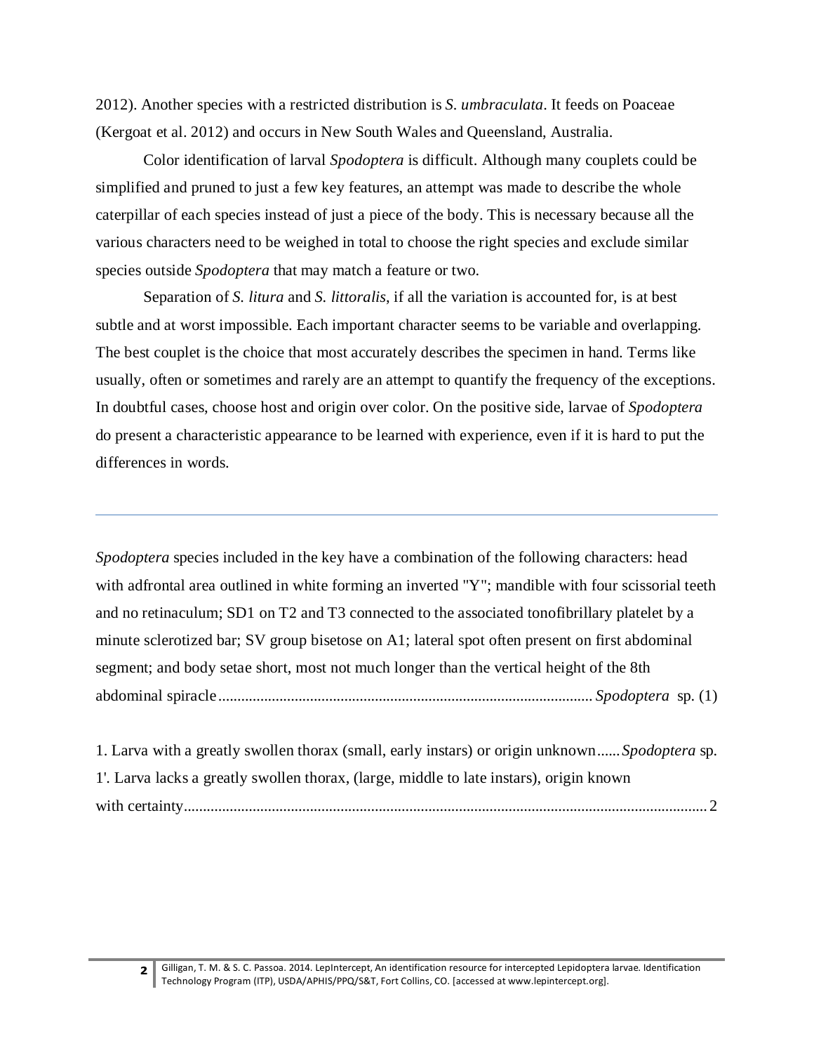2012). Another species with a restricted distribution is *S. umbraculata*. It feeds on Poaceae (Kergoat et al. 2012) and occurs in New South Wales and Queensland, Australia.

Color identification of larval *Spodoptera* is difficult. Although many couplets could be simplified and pruned to just a few key features, an attempt was made to describe the whole caterpillar of each species instead of just a piece of the body. This is necessary because all the various characters need to be weighed in total to choose the right species and exclude similar species outside *Spodoptera* that may match a feature or two.

Separation of *S. litura* and *S. littoralis*, if all the variation is accounted for, is at best subtle and at worst impossible. Each important character seems to be variable and overlapping. The best couplet is the choice that most accurately describes the specimen in hand. Terms like usually, often or sometimes and rarely are an attempt to quantify the frequency of the exceptions. In doubtful cases, choose host and origin over color. On the positive side, larvae of *Spodoptera* do present a characteristic appearance to be learned with experience, even if it is hard to put the differences in words.

---

*Spodoptera* species included in the key have a combination of the following characters: head with adfrontal area outlined in white forming an inverted "Y"; mandible with four scissorial teeth and no retinaculum; SD1 on T2 and T3 connected to the associated tonofibrillary platelet by a minute sclerotized bar; SV group bisetose on A1; lateral spot often present on first abdominal segment; and body setae short, most not much longer than the vertical height of the 8th abdominal spiracle................................................................................................ *Spodoptera* sp. (1)

1. Larva with a greatly swollen thorax (small, early instars) or origin unknown...... *Spodoptera* sp.

1'. Larva lacks a greatly swollen thorax, (large, middle to late instars), origin known with certainty....................................................................................................................... 2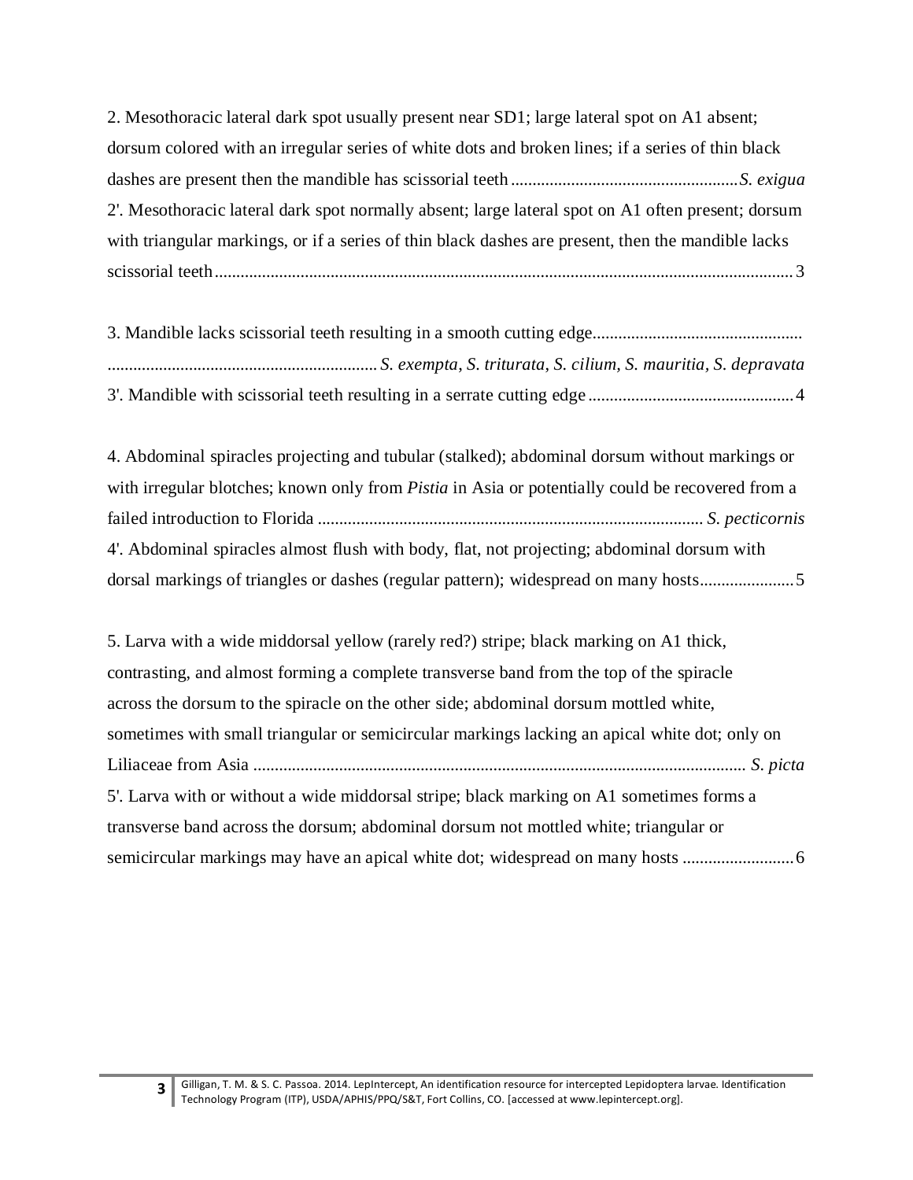2. Mesothoracic lateral dark spot usually present near SD1; large lateral spot on A1 absent; dorsum colored with an irregular series of white dots and broken lines; if a series of thin black dashes are present then the mandible has scissorial teeth ..................................................... *S. exigua*

2'. Mesothoracic lateral dark spot normally absent; large lateral spot on A1 often present; dorsum with triangular markings, or if a series of thin black dashes are present, then the mandible lacks scissorial teeth ....................................................................................................................................... 3

3. Mandible lacks scissorial teeth resulting in a smooth cutting edge................................................ .............................................................. *S. exempta*, *S. triturata*, *S. cilium*, *S. mauritia*, *S. depravata*

3'. Mandible with scissorial teeth resulting in a serrate cutting edge ................................................ 4

4. Abdominal spiracles projecting and tubular (stalked); abdominal dorsum without markings or with irregular blotches; known only from *Pistia* in Asia or potentially could be recovered from a failed introduction to Florida ......................................................................................... *S. pecticornis*

4'. Abdominal spiracles almost flush with body, flat, not projecting; abdominal dorsum with dorsal markings of triangles or dashes (regular pattern); widespread on many hosts...................... 5

5. Larva with a wide middorsal yellow (rarely red?) stripe; black marking on A1 thick, contrasting, and almost forming a complete transverse band from the top of the spiracle across the dorsum to the spiracle on the other side; abdominal dorsum mottled white, sometimes with small triangular or semicircular markings lacking an apical white dot; only on Liliaceae from Asia .................................................................................................................. *S. picta*

5'. Larva with or without a wide middorsal stripe; black marking on A1 sometimes forms a transverse band across the dorsum; abdominal dorsum not mottled white; triangular or semicircular markings may have an apical white dot; widespread on many hosts .......................... 6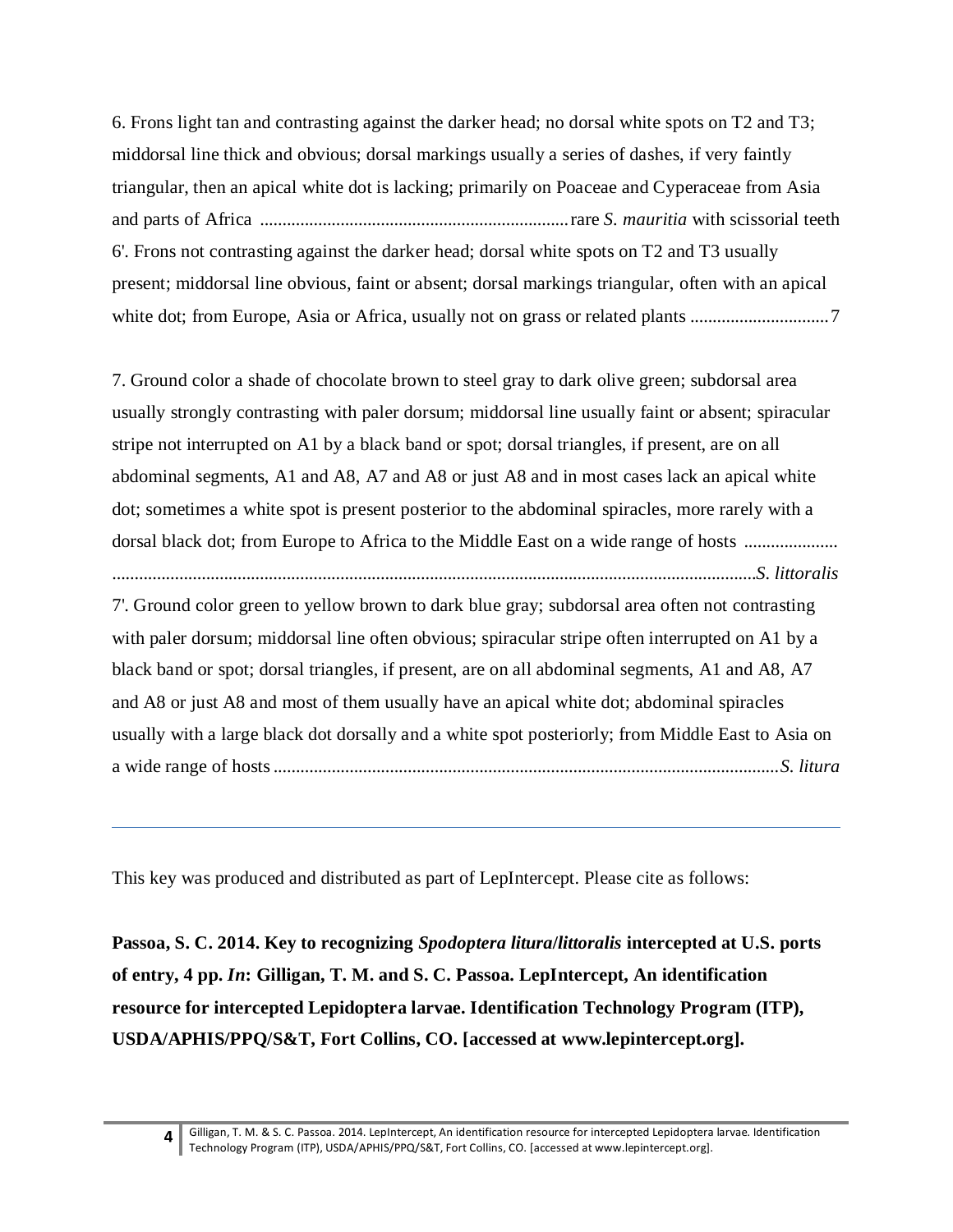6. Frons light tan and contrasting against the darker head; no dorsal white spots on T2 and T3; middorsal line thick and obvious; dorsal markings usually a series of dashes, if very faintly triangular, then an apical white dot is lacking; primarily on Poaceae and Cyperaceae from Asia and parts of Africa .................................................................... rare *S. mauritia* with scissorial teeth

6'. Frons not contrasting against the darker head; dorsal white spots on T2 and T3 usually present; middorsal line obvious, faint or absent; dorsal markings triangular, often with an apical white dot; from Europe, Asia or Africa, usually not on grass or related plants .............................. 7

7. Ground color a shade of chocolate brown to steel gray to dark olive green; subdorsal area usually strongly contrasting with paler dorsum; middorsal line usually faint or absent; spiracular stripe not interrupted on A1 by a black band or spot; dorsal triangles, if present, are on all abdominal segments, A1 and A8, A7 and A8 or just A8 and in most cases lack an apical white dot; sometimes a white spot is present posterior to the abdominal spiracles, more rarely with a dorsal black dot; from Europe to Africa to the Middle East on a wide range of hosts ..................... ................................................................................................................................. *S. littoralis*

7'. Ground color green to yellow brown to dark blue gray; subdorsal area often not contrasting with paler dorsum; middorsal line often obvious; spiracular stripe often interrupted on A1 by a black band or spot; dorsal triangles, if present, are on all abdominal segments, A1 and A8, A7 and A8 or just A8 and most of them usually have an apical white dot; abdominal spiracles usually with a large black dot dorsally and a white spot posteriorly; from Middle East to Asia on a wide range of hosts ................................................................................................................ *S. litura*

---

This key was produced and distributed as part of LepIntercept. Please cite as follows:

**Passoa, S. C. 2014. Key to recognizing *Spodoptera litura/littoralis* intercepted at U.S. ports of entry, 4 pp. *In*: Gilligan, T. M. and S. C. Passoa. LepIntercept, An identification resource for intercepted Lepidoptera larvae. Identification Technology Program (ITP), USDA/APHIS/PPQ/S&T, Fort Collins, CO. [accessed at www.lepintercept.org].**